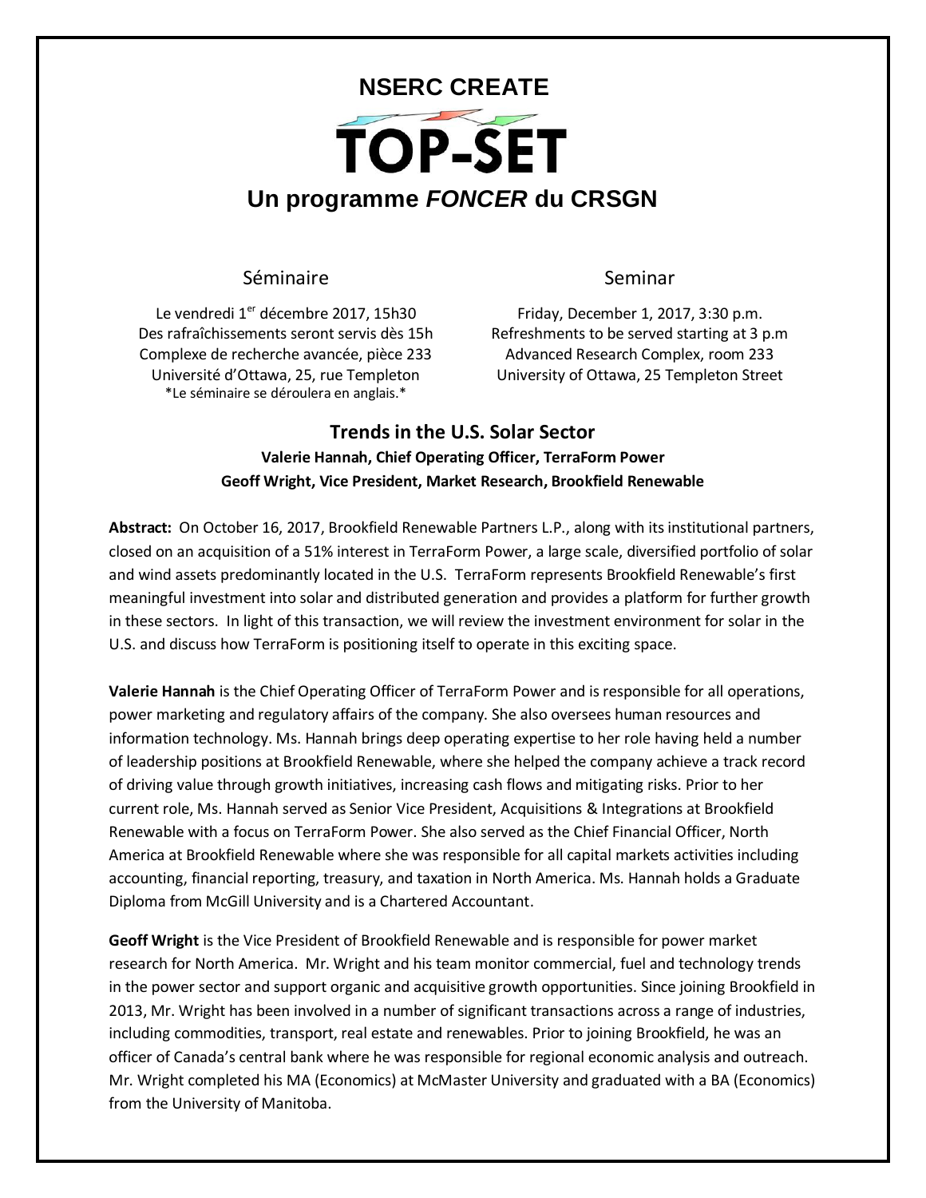# NSERC CREATE

# TOP-SET

## Un programme *FONCER* du CRSGN

### Séminaire

Le vendredi 1er décembre 2017, 15h30
Des rafraîchissements seront servis dès 15h
Complexe de recherche avancée, pièce 233
Université d'Ottawa, 25, rue Templeton
*Le séminaire se déroulera en anglais.*

### Seminar

Friday, December 1, 2017, 3:30 p.m.
Refreshments to be served starting at 3 p.m
Advanced Research Complex, room 233
University of Ottawa, 25 Templeton Street

## Trends in the U.S. Solar Sector

**Valerie Hannah, Chief Operating Officer, TerraForm Power**
**Geoff Wright, Vice President, Market Research, Brookfield Renewable**

**Abstract:** On October 16, 2017, Brookfield Renewable Partners L.P., along with its institutional partners, closed on an acquisition of a 51% interest in TerraForm Power, a large scale, diversified portfolio of solar and wind assets predominantly located in the U.S. TerraForm represents Brookfield Renewable's first meaningful investment into solar and distributed generation and provides a platform for further growth in these sectors. In light of this transaction, we will review the investment environment for solar in the U.S. and discuss how TerraForm is positioning itself to operate in this exciting space.

**Valerie Hannah** is the Chief Operating Officer of TerraForm Power and is responsible for all operations, power marketing and regulatory affairs of the company. She also oversees human resources and information technology. Ms. Hannah brings deep operating expertise to her role having held a number of leadership positions at Brookfield Renewable, where she helped the company achieve a track record of driving value through growth initiatives, increasing cash flows and mitigating risks. Prior to her current role, Ms. Hannah served as Senior Vice President, Acquisitions & Integrations at Brookfield Renewable with a focus on TerraForm Power. She also served as the Chief Financial Officer, North America at Brookfield Renewable where she was responsible for all capital markets activities including accounting, financial reporting, treasury, and taxation in North America. Ms. Hannah holds a Graduate Diploma from McGill University and is a Chartered Accountant.

**Geoff Wright** is the Vice President of Brookfield Renewable and is responsible for power market research for North America. Mr. Wright and his team monitor commercial, fuel and technology trends in the power sector and support organic and acquisitive growth opportunities. Since joining Brookfield in 2013, Mr. Wright has been involved in a number of significant transactions across a range of industries, including commodities, transport, real estate and renewables. Prior to joining Brookfield, he was an officer of Canada's central bank where he was responsible for regional economic analysis and outreach. Mr. Wright completed his MA (Economics) at McMaster University and graduated with a BA (Economics) from the University of Manitoba.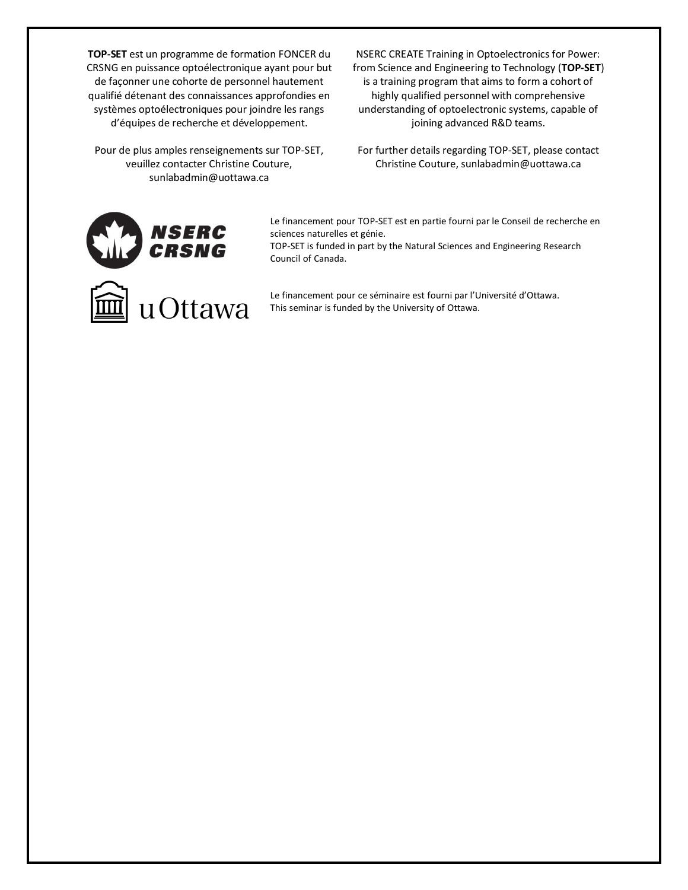**TOP-SET** est un programme de formation FONCER du CRSNG en puissance optoélectronique ayant pour but de façonner une cohorte de personnel hautement qualifié détenant des connaissances approfondies en systèmes optoélectroniques pour joindre les rangs d'équipes de recherche et développement.

Pour de plus amples renseignements sur TOP-SET, veuillez contacter Christine Couture, sunlabadmin@uottawa.ca

NSERC CREATE Training in Optoelectronics for Power: from Science and Engineering to Technology (**TOP-SET**) is a training program that aims to form a cohort of highly qualified personnel with comprehensive understanding of optoelectronic systems, capable of joining advanced R&D teams.

For further details regarding TOP-SET, please contact Christine Couture, sunlabadmin@uottawa.ca

NSERC CRSNG

Le financement pour TOP-SET est en partie fourni par le Conseil de recherche en sciences naturelles et génie.
TOP-SET is funded in part by the Natural Sciences and Engineering Research Council of Canada.

uOttawa

Le financement pour ce séminaire est fourni par l'Université d'Ottawa.
This seminar is funded by the University of Ottawa.